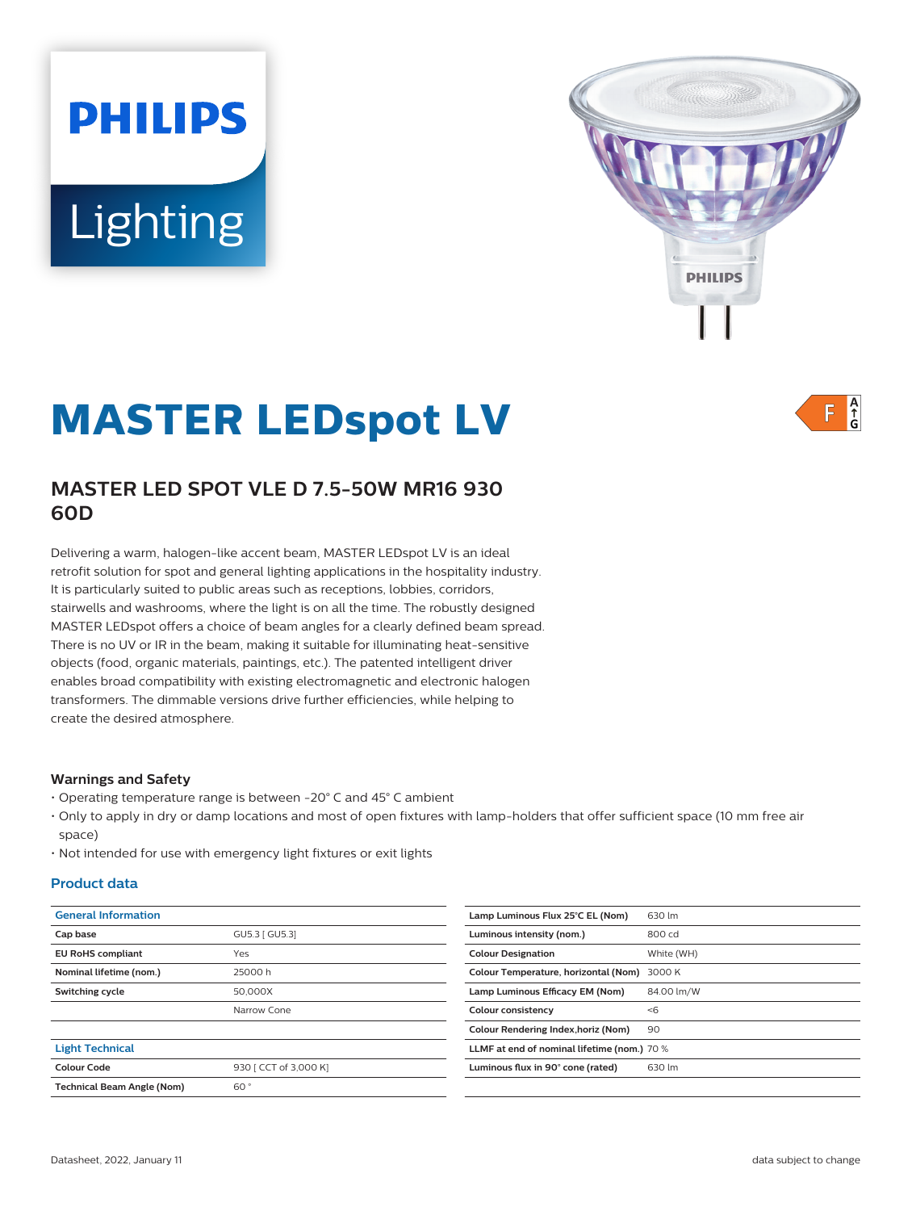PHILIPS

Lighting

# MASTER LEDspot LV

F

## MASTER LED SPOT VLE D 7.5-50W MR16 930 60D

Delivering a warm, halogen-like accent beam, MASTER LEDspot LV is an ideal retrofit solution for spot and general lighting applications in the hospitality industry. It is particularly suited to public areas such as receptions, lobbies, corridors, stairwells and washrooms, where the light is on all the time. The robustly designed MASTER LEDspot offers a choice of beam angles for a clearly defined beam spread. There is no UV or IR in the beam, making it suitable for illuminating heat-sensitive objects (food, organic materials, paintings, etc.). The patented intelligent driver enables broad compatibility with existing electromagnetic and electronic halogen transformers. The dimmable versions drive further efficiencies, while helping to create the desired atmosphere.

### Warnings and Safety

- Operating temperature range is between -20° C and 45° C ambient
- Only to apply in dry or damp locations and most of open fixtures with lamp-holders that offer sufficient space (10 mm free air space)
- Not intended for use with emergency light fixtures or exit lights

### Product data

| General Information | |
|---|---|
| Cap base | GU5.3 [ GU5.3] |
| EU RoHS compliant | Yes |
| Nominal lifetime (nom.) | 25000 h |
| Switching cycle | 50,000X |
| | Narrow Cone |
| | |
| **Light Technical** | |
| Colour Code | 930 [ CCT of 3,000 K] |
| Technical Beam Angle (Nom) | 60 ° |

| | |
|---|---|
| Lamp Luminous Flux 25°C EL (Nom) | 630 lm |
| Luminous intensity (nom.) | 800 cd |
| Colour Designation | White (WH) |
| Colour Temperature, horizontal (Nom) | 3000 K |
| Lamp Luminous Efficacy EM (Nom) | 84.00 lm/W |
| Colour consistency | <6 |
| Colour Rendering Index,horiz (Nom) | 90 |
| LLMF at end of nominal lifetime (nom.) | 70 % |
| Luminous flux in 90° cone (rated) | 630 lm |

Datasheet, 2022, January 11

data subject to change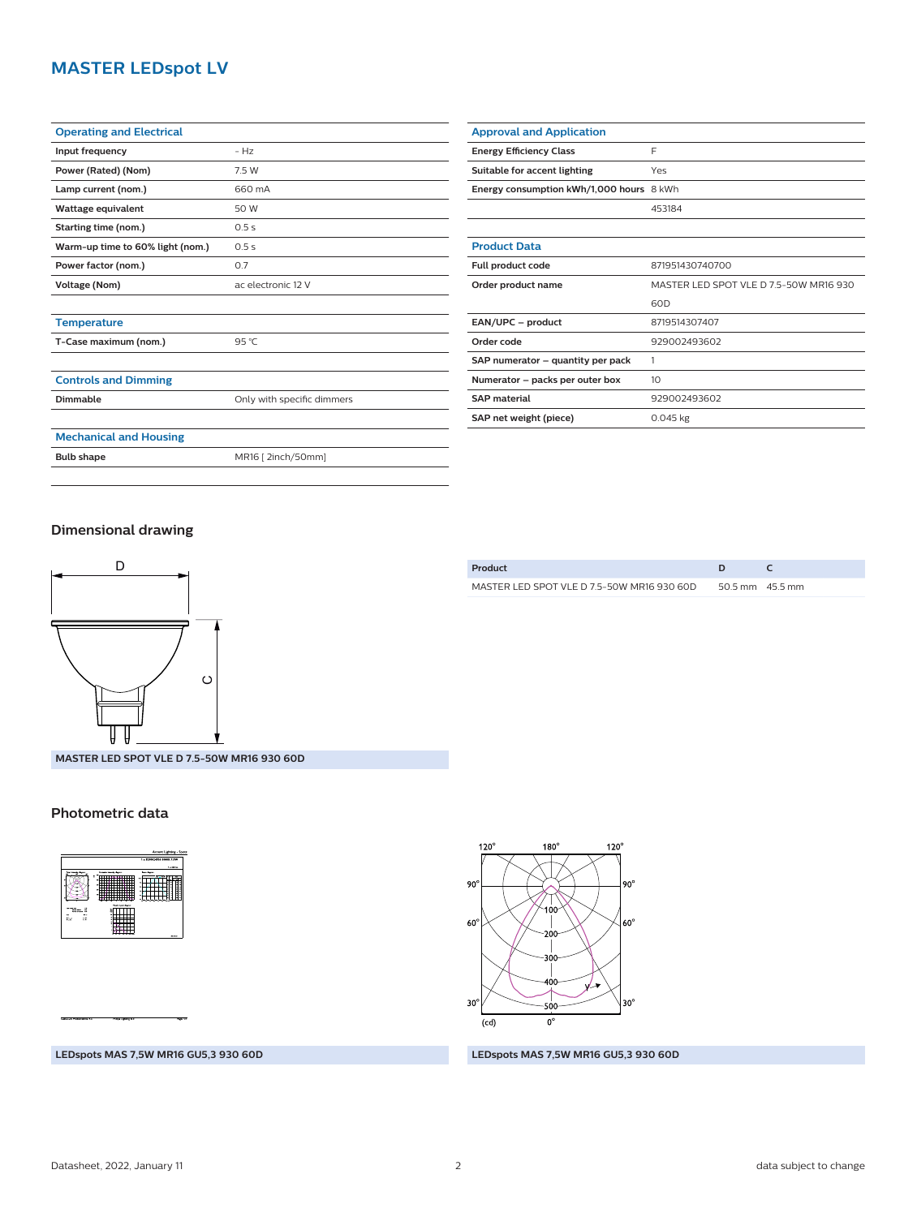# MASTER LEDspot LV

| Operating and Electrical | |
|---|---|
| Input frequency | - Hz |
| Power (Rated) (Nom) | 7.5 W |
| Lamp current (nom.) | 660 mA |
| Wattage equivalent | 50 W |
| Starting time (nom.) | 0.5 s |
| Warm-up time to 60% light (nom.) | 0.5 s |
| Power factor (nom.) | 0.7 |
| Voltage (Nom) | ac electronic 12 V |

| Temperature | |
|---|---|
| T-Case maximum (nom.) | 95 °C |

| Controls and Dimming | |
|---|---|
| Dimmable | Only with specific dimmers |

| Mechanical and Housing | |
|---|---|
| Bulb shape | MR16 [ 2inch/50mm] |

| Approval and Application | |
|---|---|
| Energy Efficiency Class | F |
| Suitable for accent lighting | Yes |
| Energy consumption kWh/1,000 hours | 8 kWh |
| | 453184 |

| Product Data | |
|---|---|
| Full product code | 871951430740700 |
| Order product name | MASTER LED SPOT VLE D 7.5-50W MR16 930 60D |
| EAN/UPC – product | 8719514307407 |
| Order code | 929002493602 |
| SAP numerator – quantity per pack | 1 |
| Numerator – packs per outer box | 10 |
| SAP material | 929002493602 |
| SAP net weight (piece) | 0.045 kg |

## Dimensional drawing

D

C

MASTER LED SPOT VLE D 7.5-50W MR16 930 60D

| Product | D | C |
|---|---|---|
| MASTER LED SPOT VLE D 7.5-50W MR16 930 60D | 50.5 mm | 45.5 mm |

## Photometric data

LEDspots MAS 7,5W MR16 GU5,3 930 60D

120° 180° 120°
90° 90°
60° 60°
30° 30°
100
200
300
400
500
(cd) 0°

LEDspots MAS 7,5W MR16 GU5,3 930 60D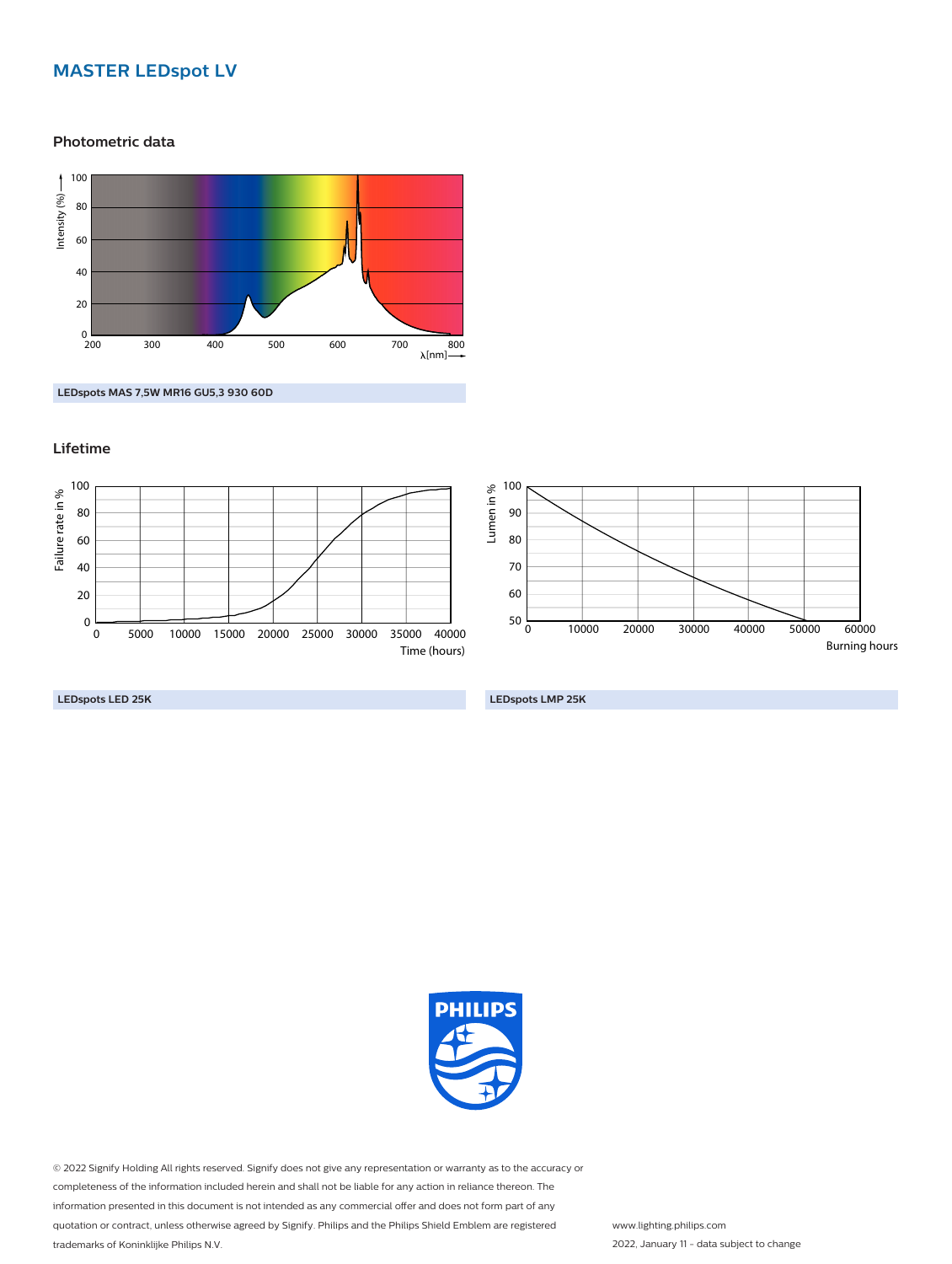# MASTER LEDspot LV

## Photometric data

Intensity (%)
100
80
60
40
20
0
200 300 400 500 600 700 800
λ[nm]

**LEDspots MAS 7,5W MR16 GU5,3 930 60D**

## Lifetime

Failure rate in %
100
80
60
40
20
0
0 5000 10000 15000 20000 25000 30000 35000 40000
Time (hours)

**LEDspots LED 25K**

Lumen in %
100
90
80
70
60
50
0 10000 20000 30000 40000 50000 60000
Burning hours

**LEDspots LMP 25K**

© 2022 Signify Holding All rights reserved. Signify does not give any representation or warranty as to the accuracy or completeness of the information included herein and shall not be liable for any action in reliance thereon. The information presented in this document is not intended as any commercial offer and does not form part of any quotation or contract, unless otherwise agreed by Signify. Philips and the Philips Shield Emblem are registered trademarks of Koninklijke Philips N.V.

www.lighting.philips.com

2022, January 11 - data subject to change